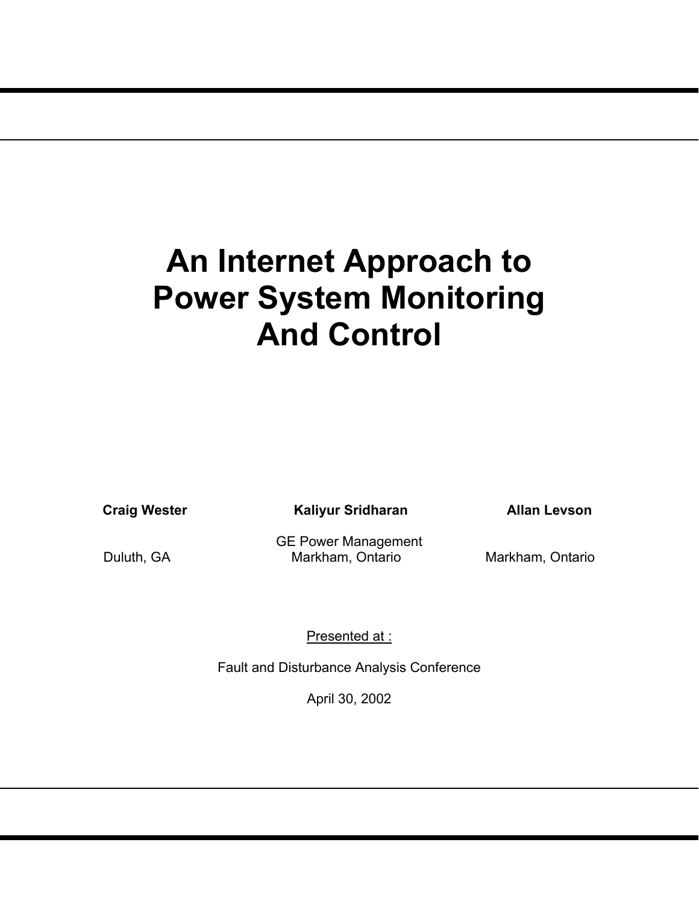# An Internet Approach to Power System Monitoring And Control

**Craig Wester** — Duluth, GA

**Kaliyur Sridharan** — GE Power Management, Markham, Ontario

**Allan Levson** — Markham, Ontario

Presented at :

Fault and Disturbance Analysis Conference

April 30, 2002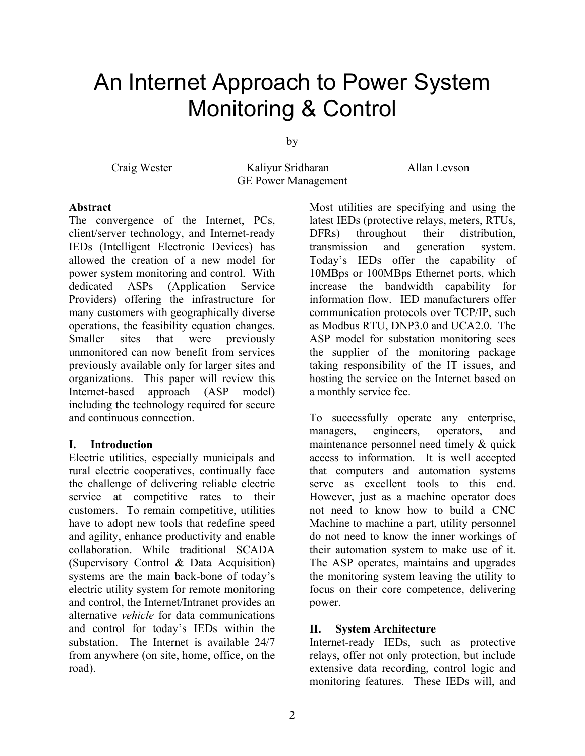# An Internet Approach to Power System Monitoring & Control

by

Craig Wester — Kaliyur Sridharan — Allan Levson

GE Power Management

**Abstract**

The convergence of the Internet, PCs, client/server technology, and Internet-ready IEDs (Intelligent Electronic Devices) has allowed the creation of a new model for power system monitoring and control. With dedicated ASPs (Application Service Providers) offering the infrastructure for many customers with geographically diverse operations, the feasibility equation changes. Smaller sites that were previously unmonitored can now benefit from services previously available only for larger sites and organizations. This paper will review this Internet-based approach (ASP model) including the technology required for secure and continuous connection.

## I. Introduction

Electric utilities, especially municipals and rural electric cooperatives, continually face the challenge of delivering reliable electric service at competitive rates to their customers. To remain competitive, utilities have to adopt new tools that redefine speed and agility, enhance productivity and enable collaboration. While traditional SCADA (Supervisory Control & Data Acquisition) systems are the main back-bone of today's electric utility system for remote monitoring and control, the Internet/Intranet provides an alternative *vehicle* for data communications and control for today's IEDs within the substation. The Internet is available 24/7 from anywhere (on site, home, office, on the road).

Most utilities are specifying and using the latest IEDs (protective relays, meters, RTUs, DFRs) throughout their distribution, transmission and generation system. Today's IEDs offer the capability of 10MBps or 100MBps Ethernet ports, which increase the bandwidth capability for information flow. IED manufacturers offer communication protocols over TCP/IP, such as Modbus RTU, DNP3.0 and UCA2.0. The ASP model for substation monitoring sees the supplier of the monitoring package taking responsibility of the IT issues, and hosting the service on the Internet based on a monthly service fee.

To successfully operate any enterprise, managers, engineers, operators, and maintenance personnel need timely & quick access to information. It is well accepted that computers and automation systems serve as excellent tools to this end. However, just as a machine operator does not need to know how to build a CNC Machine to machine a part, utility personnel do not need to know the inner workings of their automation system to make use of it. The ASP operates, maintains and upgrades the monitoring system leaving the utility to focus on their core competence, delivering power.

## II. System Architecture

Internet-ready IEDs, such as protective relays, offer not only protection, but include extensive data recording, control logic and monitoring features. These IEDs will, and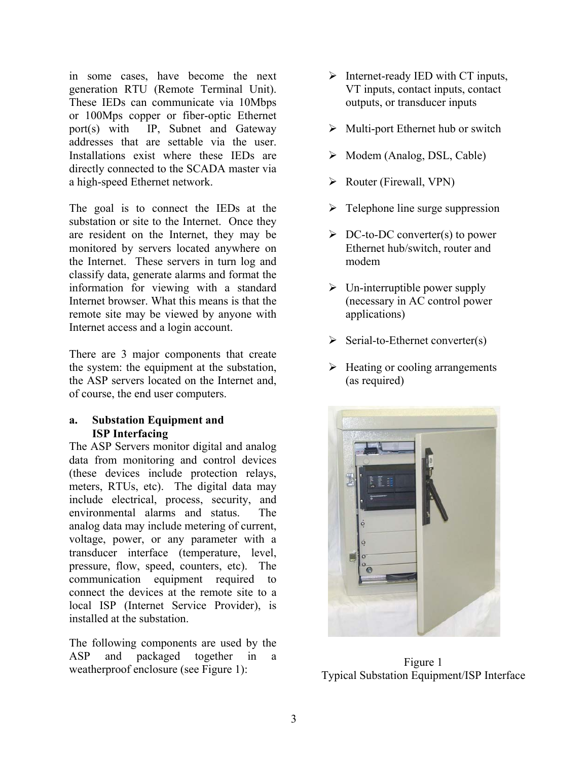in some cases, have become the next generation RTU (Remote Terminal Unit). These IEDs can communicate via 10Mbps or 100Mps copper or fiber-optic Ethernet port(s) with IP, Subnet and Gateway addresses that are settable via the user. Installations exist where these IEDs are directly connected to the SCADA master via a high-speed Ethernet network.

The goal is to connect the IEDs at the substation or site to the Internet. Once they are resident on the Internet, they may be monitored by servers located anywhere on the Internet. These servers in turn log and classify data, generate alarms and format the information for viewing with a standard Internet browser. What this means is that the remote site may be viewed by anyone with Internet access and a login account.

There are 3 major components that create the system: the equipment at the substation, the ASP servers located on the Internet and, of course, the end user computers.

### a. Substation Equipment and ISP Interfacing

The ASP Servers monitor digital and analog data from monitoring and control devices (these devices include protection relays, meters, RTUs, etc). The digital data may include electrical, process, security, and environmental alarms and status. The analog data may include metering of current, voltage, power, or any parameter with a transducer interface (temperature, level, pressure, flow, speed, counters, etc). The communication equipment required to connect the devices at the remote site to a local ISP (Internet Service Provider), is installed at the substation.

The following components are used by the ASP and packaged together in a weatherproof enclosure (see Figure 1):

- Internet-ready IED with CT inputs, VT inputs, contact inputs, contact outputs, or transducer inputs
- Multi-port Ethernet hub or switch
- Modem (Analog, DSL, Cable)
- Router (Firewall, VPN)
- Telephone line surge suppression
- DC-to-DC converter(s) to power Ethernet hub/switch, router and modem
- Un-interruptible power supply (necessary in AC control power applications)
- Serial-to-Ethernet converter(s)
- Heating or cooling arrangements (as required)

Figure 1
Typical Substation Equipment/ISP Interface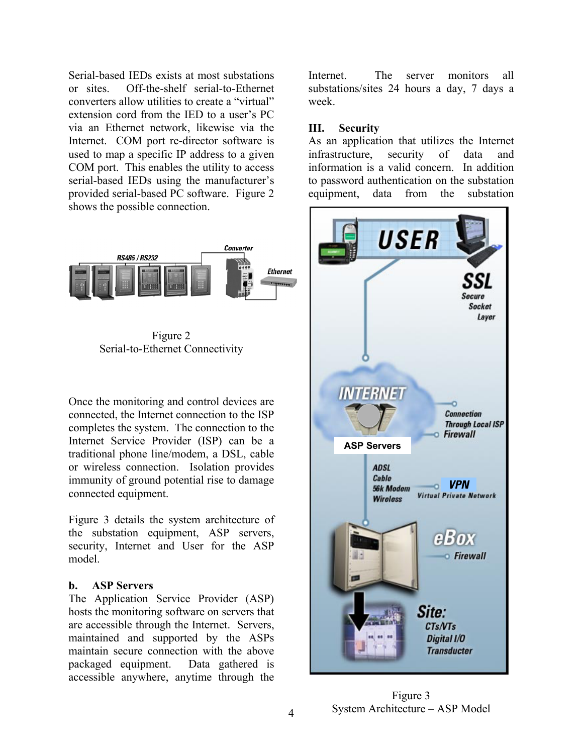Serial-based IEDs exists at most substations or sites. Off-the-shelf serial-to-Ethernet converters allow utilities to create a "virtual" extension cord from the IED to a user's PC via an Ethernet network, likewise via the Internet. COM port re-director software is used to map a specific IP address to a given COM port. This enables the utility to access serial-based IEDs using the manufacturer's provided serial-based PC software. Figure 2 shows the possible connection.

Figure 2
Serial-to-Ethernet Connectivity

Once the monitoring and control devices are connected, the Internet connection to the ISP completes the system. The connection to the Internet Service Provider (ISP) can be a traditional phone line/modem, a DSL, cable or wireless connection. Isolation provides immunity of ground potential rise to damage connected equipment.

Figure 3 details the system architecture of the substation equipment, ASP servers, security, Internet and User for the ASP model.

**b. ASP Servers**

The Application Service Provider (ASP) hosts the monitoring software on servers that are accessible through the Internet. Servers, maintained and supported by the ASPs maintain secure connection with the above packaged equipment. Data gathered is accessible anywhere, anytime through the Internet. The server monitors all substations/sites 24 hours a day, 7 days a week.

## III. Security

As an application that utilizes the Internet infrastructure, security of data and information is a valid concern. In addition to password authentication on the substation equipment, data from the substation

Figure 3
System Architecture – ASP Model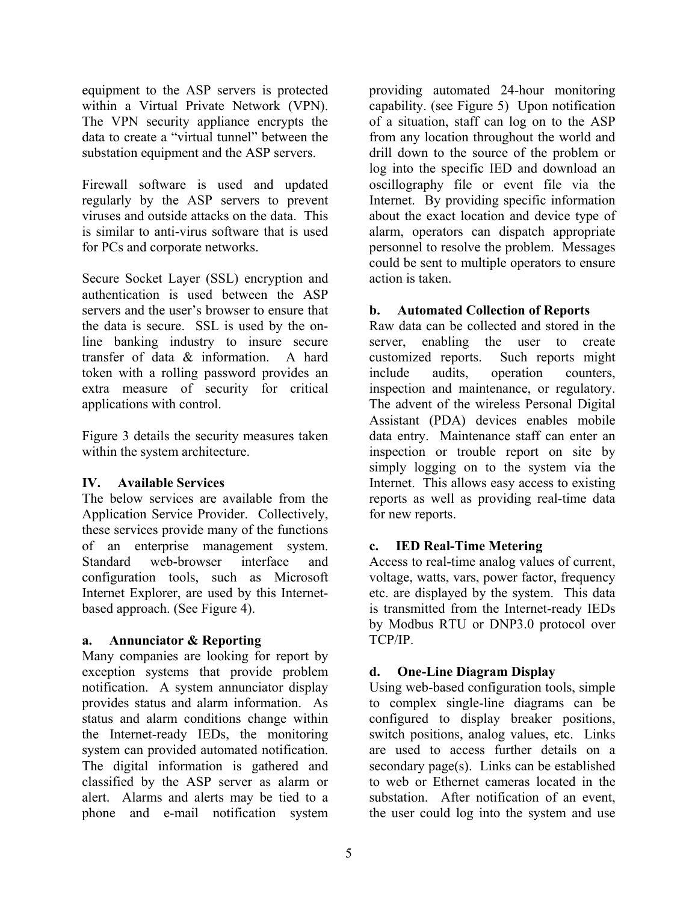equipment to the ASP servers is protected within a Virtual Private Network (VPN). The VPN security appliance encrypts the data to create a "virtual tunnel" between the substation equipment and the ASP servers.

Firewall software is used and updated regularly by the ASP servers to prevent viruses and outside attacks on the data. This is similar to anti-virus software that is used for PCs and corporate networks.

Secure Socket Layer (SSL) encryption and authentication is used between the ASP servers and the user's browser to ensure that the data is secure. SSL is used by the on-line banking industry to insure secure transfer of data & information. A hard token with a rolling password provides an extra measure of security for critical applications with control.

Figure 3 details the security measures taken within the system architecture.

## IV. Available Services

The below services are available from the Application Service Provider. Collectively, these services provide many of the functions of an enterprise management system. Standard web-browser interface and configuration tools, such as Microsoft Internet Explorer, are used by this Internet-based approach. (See Figure 4).

### a. Annunciator & Reporting

Many companies are looking for report by exception systems that provide problem notification. A system annunciator display provides status and alarm information. As status and alarm conditions change within the Internet-ready IEDs, the monitoring system can provided automated notification. The digital information is gathered and classified by the ASP server as alarm or alert. Alarms and alerts may be tied to a phone and e-mail notification system providing automated 24-hour monitoring capability. (see Figure 5) Upon notification of a situation, staff can log on to the ASP from any location throughout the world and drill down to the source of the problem or log into the specific IED and download an oscillography file or event file via the Internet. By providing specific information about the exact location and device type of alarm, operators can dispatch appropriate personnel to resolve the problem. Messages could be sent to multiple operators to ensure action is taken.

### b. Automated Collection of Reports

Raw data can be collected and stored in the server, enabling the user to create customized reports. Such reports might include audits, operation counters, inspection and maintenance, or regulatory. The advent of the wireless Personal Digital Assistant (PDA) devices enables mobile data entry. Maintenance staff can enter an inspection or trouble report on site by simply logging on to the system via the Internet. This allows easy access to existing reports as well as providing real-time data for new reports.

### c. IED Real-Time Metering

Access to real-time analog values of current, voltage, watts, vars, power factor, frequency etc. are displayed by the system. This data is transmitted from the Internet-ready IEDs by Modbus RTU or DNP3.0 protocol over TCP/IP.

### d. One-Line Diagram Display

Using web-based configuration tools, simple to complex single-line diagrams can be configured to display breaker positions, switch positions, analog values, etc. Links are used to access further details on a secondary page(s). Links can be established to web or Ethernet cameras located in the substation. After notification of an event, the user could log into the system and use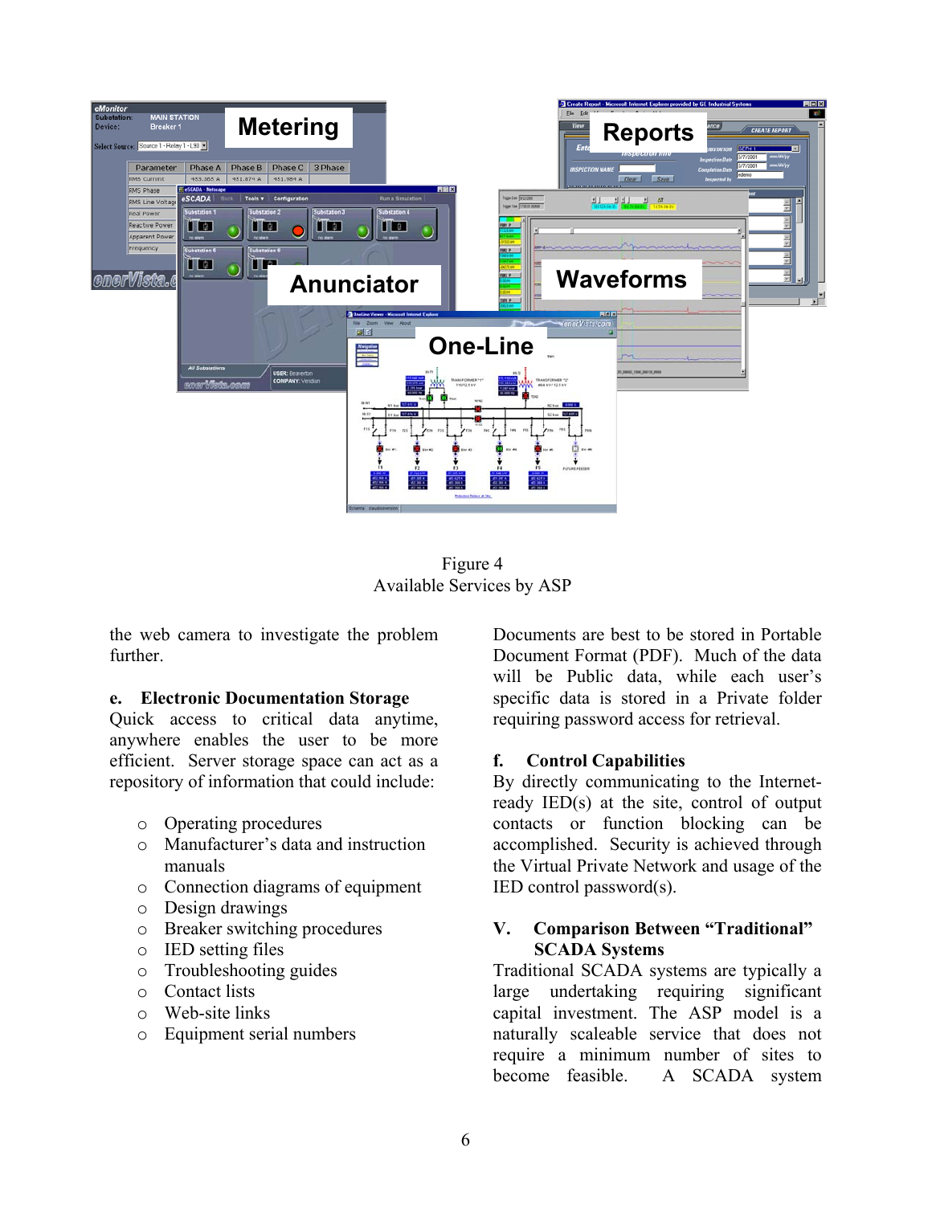Figure 4
Available Services by ASP

the web camera to investigate the problem further.

**e. Electronic Documentation Storage**

Quick access to critical data anytime, anywhere enables the user to be more efficient. Server storage space can act as a repository of information that could include:

- Operating procedures
- Manufacturer's data and instruction manuals
- Connection diagrams of equipment
- Design drawings
- Breaker switching procedures
- IED setting files
- Troubleshooting guides
- Contact lists
- Web-site links
- Equipment serial numbers

Documents are best to be stored in Portable Document Format (PDF). Much of the data will be Public data, while each user's specific data is stored in a Private folder requiring password access for retrieval.

**f. Control Capabilities**

By directly communicating to the Internet-ready IED(s) at the site, control of output contacts or function blocking can be accomplished. Security is achieved through the Virtual Private Network and usage of the IED control password(s).

## V. Comparison Between "Traditional" SCADA Systems

Traditional SCADA systems are typically a large undertaking requiring significant capital investment. The ASP model is a naturally scaleable service that does not require a minimum number of sites to become feasible. A SCADA system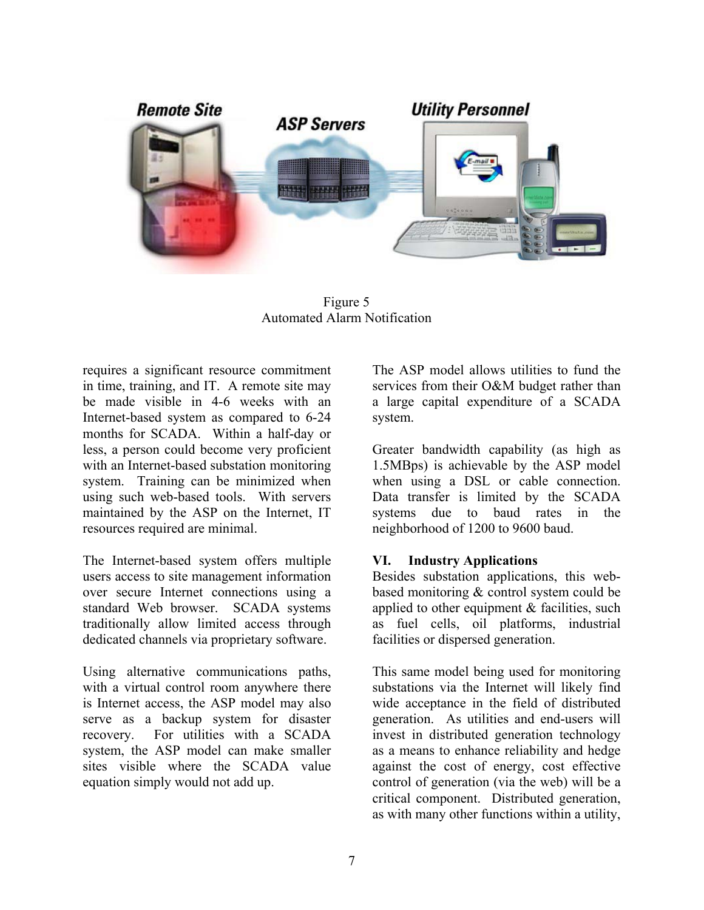Figure 5
Automated Alarm Notification

requires a significant resource commitment in time, training, and IT. A remote site may be made visible in 4-6 weeks with an Internet-based system as compared to 6-24 months for SCADA. Within a half-day or less, a person could become very proficient with an Internet-based substation monitoring system. Training can be minimized when using such web-based tools. With servers maintained by the ASP on the Internet, IT resources required are minimal.

The Internet-based system offers multiple users access to site management information over secure Internet connections using a standard Web browser. SCADA systems traditionally allow limited access through dedicated channels via proprietary software.

Using alternative communications paths, with a virtual control room anywhere there is Internet access, the ASP model may also serve as a backup system for disaster recovery. For utilities with a SCADA system, the ASP model can make smaller sites visible where the SCADA value equation simply would not add up.

The ASP model allows utilities to fund the services from their O&M budget rather than a large capital expenditure of a SCADA system.

Greater bandwidth capability (as high as 1.5MBps) is achievable by the ASP model when using a DSL or cable connection. Data transfer is limited by the SCADA systems due to baud rates in the neighborhood of 1200 to 9600 baud.

## VI. Industry Applications

Besides substation applications, this web-based monitoring & control system could be applied to other equipment & facilities, such as fuel cells, oil platforms, industrial facilities or dispersed generation.

This same model being used for monitoring substations via the Internet will likely find wide acceptance in the field of distributed generation. As utilities and end-users will invest in distributed generation technology as a means to enhance reliability and hedge against the cost of energy, cost effective control of generation (via the web) will be a critical component. Distributed generation, as with many other functions within a utility,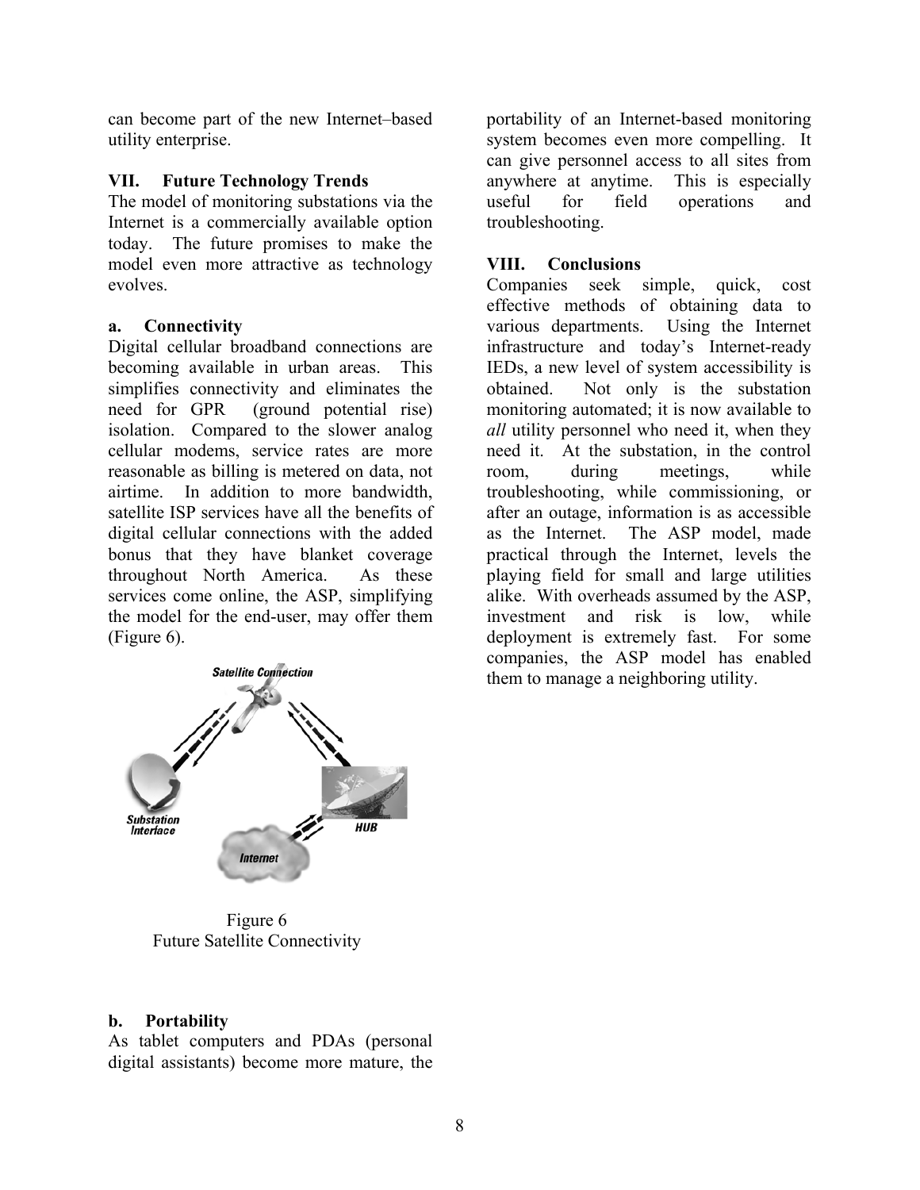can become part of the new Internet–based utility enterprise.

## VII. Future Technology Trends

The model of monitoring substations via the Internet is a commercially available option today. The future promises to make the model even more attractive as technology evolves.

### a. Connectivity

Digital cellular broadband connections are becoming available in urban areas. This simplifies connectivity and eliminates the need for GPR (ground potential rise) isolation. Compared to the slower analog cellular modems, service rates are more reasonable as billing is metered on data, not airtime. In addition to more bandwidth, satellite ISP services have all the benefits of digital cellular connections with the added bonus that they have blanket coverage throughout North America. As these services come online, the ASP, simplifying the model for the end-user, may offer them (Figure 6).

Figure 6
Future Satellite Connectivity

### b. Portability

As tablet computers and PDAs (personal digital assistants) become more mature, the portability of an Internet-based monitoring system becomes even more compelling. It can give personnel access to all sites from anywhere at anytime. This is especially useful for field operations and troubleshooting.

## VIII. Conclusions

Companies seek simple, quick, cost effective methods of obtaining data to various departments. Using the Internet infrastructure and today's Internet-ready IEDs, a new level of system accessibility is obtained. Not only is the substation monitoring automated; it is now available to *all* utility personnel who need it, when they need it. At the substation, in the control room, during meetings, while troubleshooting, while commissioning, or after an outage, information is as accessible as the Internet. The ASP model, made practical through the Internet, levels the playing field for small and large utilities alike. With overheads assumed by the ASP, investment and risk is low, while deployment is extremely fast. For some companies, the ASP model has enabled them to manage a neighboring utility.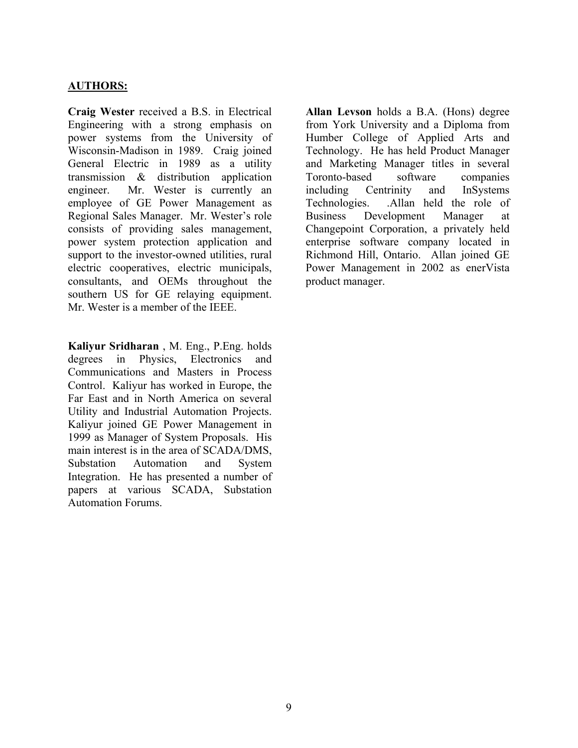**AUTHORS:**

**Craig Wester** received a B.S. in Electrical Engineering with a strong emphasis on power systems from the University of Wisconsin-Madison in 1989. Craig joined General Electric in 1989 as a utility transmission & distribution application engineer. Mr. Wester is currently an employee of GE Power Management as Regional Sales Manager. Mr. Wester's role consists of providing sales management, power system protection application and support to the investor-owned utilities, rural electric cooperatives, electric municipals, consultants, and OEMs throughout the southern US for GE relaying equipment. Mr. Wester is a member of the IEEE.

**Kaliyur Sridharan** , M. Eng., P.Eng. holds degrees in Physics, Electronics and Communications and Masters in Process Control. Kaliyur has worked in Europe, the Far East and in North America on several Utility and Industrial Automation Projects. Kaliyur joined GE Power Management in 1999 as Manager of System Proposals. His main interest is in the area of SCADA/DMS, Substation Automation and System Integration. He has presented a number of papers at various SCADA, Substation Automation Forums.

**Allan Levson** holds a B.A. (Hons) degree from York University and a Diploma from Humber College of Applied Arts and Technology. He has held Product Manager and Marketing Manager titles in several Toronto-based software companies including Centrinity and InSystems Technologies. .Allan held the role of Business Development Manager at Changepoint Corporation, a privately held enterprise software company located in Richmond Hill, Ontario. Allan joined GE Power Management in 2002 as enerVista product manager.